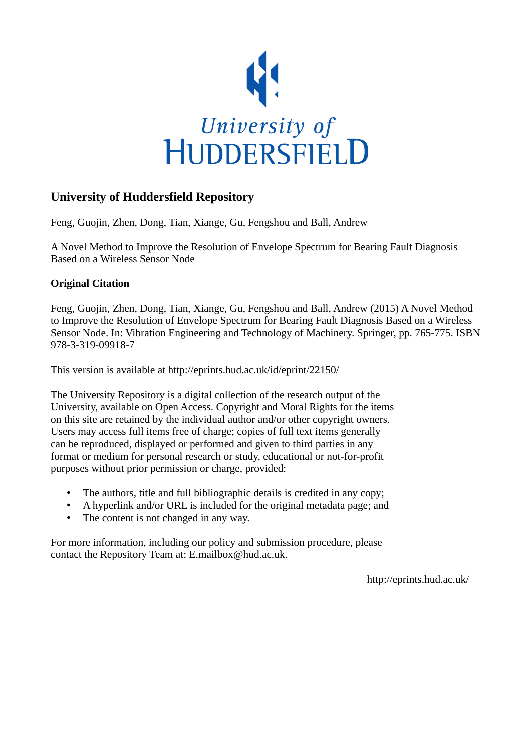University of HUDDERSFIELD

## University of Huddersfield Repository

Feng, Guojin, Zhen, Dong, Tian, Xiange, Gu, Fengshou and Ball, Andrew

A Novel Method to Improve the Resolution of Envelope Spectrum for Bearing Fault Diagnosis Based on a Wireless Sensor Node

### Original Citation

Feng, Guojin, Zhen, Dong, Tian, Xiange, Gu, Fengshou and Ball, Andrew (2015) A Novel Method to Improve the Resolution of Envelope Spectrum for Bearing Fault Diagnosis Based on a Wireless Sensor Node. In: Vibration Engineering and Technology of Machinery. Springer, pp. 765-775. ISBN 978-3-319-09918-7

This version is available at http://eprints.hud.ac.uk/id/eprint/22150/

The University Repository is a digital collection of the research output of the University, available on Open Access. Copyright and Moral Rights for the items on this site are retained by the individual author and/or other copyright owners. Users may access full items free of charge; copies of full text items generally can be reproduced, displayed or performed and given to third parties in any format or medium for personal research or study, educational or not-for-profit purposes without prior permission or charge, provided:

- The authors, title and full bibliographic details is credited in any copy;
- A hyperlink and/or URL is included for the original metadata page; and
- The content is not changed in any way.

For more information, including our policy and submission procedure, please contact the Repository Team at: E.mailbox@hud.ac.uk.

http://eprints.hud.ac.uk/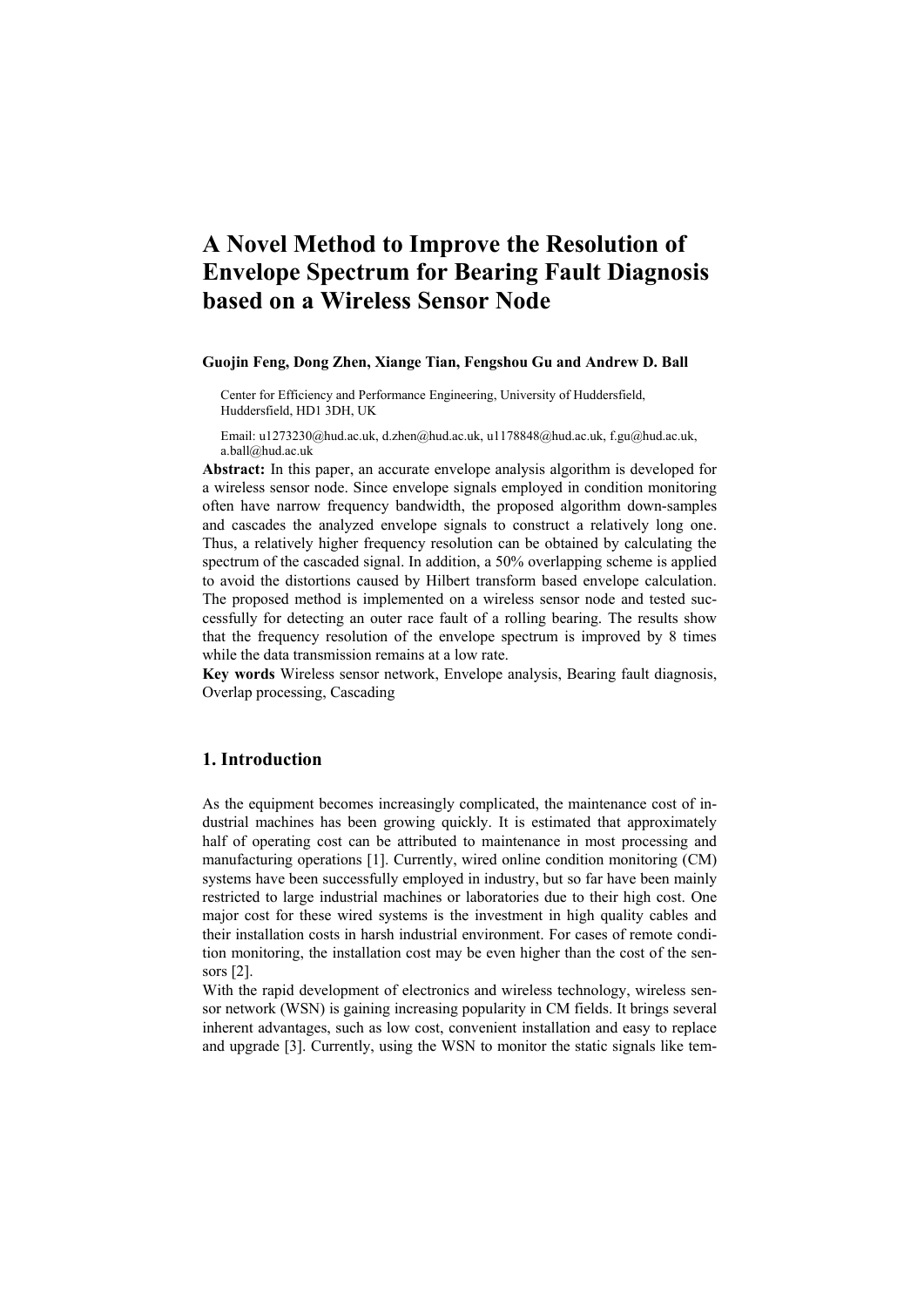# A Novel Method to Improve the Resolution of Envelope Spectrum for Bearing Fault Diagnosis based on a Wireless Sensor Node

**Guojin Feng, Dong Zhen, Xiange Tian, Fengshou Gu and Andrew D. Ball**

Center for Efficiency and Performance Engineering, University of Huddersfield, Huddersfield, HD1 3DH, UK

Email: u1273230@hud.ac.uk, d.zhen@hud.ac.uk, u1178848@hud.ac.uk, f.gu@hud.ac.uk, a.ball@hud.ac.uk

**Abstract:** In this paper, an accurate envelope analysis algorithm is developed for a wireless sensor node. Since envelope signals employed in condition monitoring often have narrow frequency bandwidth, the proposed algorithm down-samples and cascades the analyzed envelope signals to construct a relatively long one. Thus, a relatively higher frequency resolution can be obtained by calculating the spectrum of the cascaded signal. In addition, a 50% overlapping scheme is applied to avoid the distortions caused by Hilbert transform based envelope calculation. The proposed method is implemented on a wireless sensor node and tested successfully for detecting an outer race fault of a rolling bearing. The results show that the frequency resolution of the envelope spectrum is improved by 8 times while the data transmission remains at a low rate.

**Key words** Wireless sensor network, Envelope analysis, Bearing fault diagnosis, Overlap processing, Cascading

## 1. Introduction

As the equipment becomes increasingly complicated, the maintenance cost of industrial machines has been growing quickly. It is estimated that approximately half of operating cost can be attributed to maintenance in most processing and manufacturing operations [1]. Currently, wired online condition monitoring (CM) systems have been successfully employed in industry, but so far have been mainly restricted to large industrial machines or laboratories due to their high cost. One major cost for these wired systems is the investment in high quality cables and their installation costs in harsh industrial environment. For cases of remote condition monitoring, the installation cost may be even higher than the cost of the sensors [2].

With the rapid development of electronics and wireless technology, wireless sensor network (WSN) is gaining increasing popularity in CM fields. It brings several inherent advantages, such as low cost, convenient installation and easy to replace and upgrade [3]. Currently, using the WSN to monitor the static signals like tem-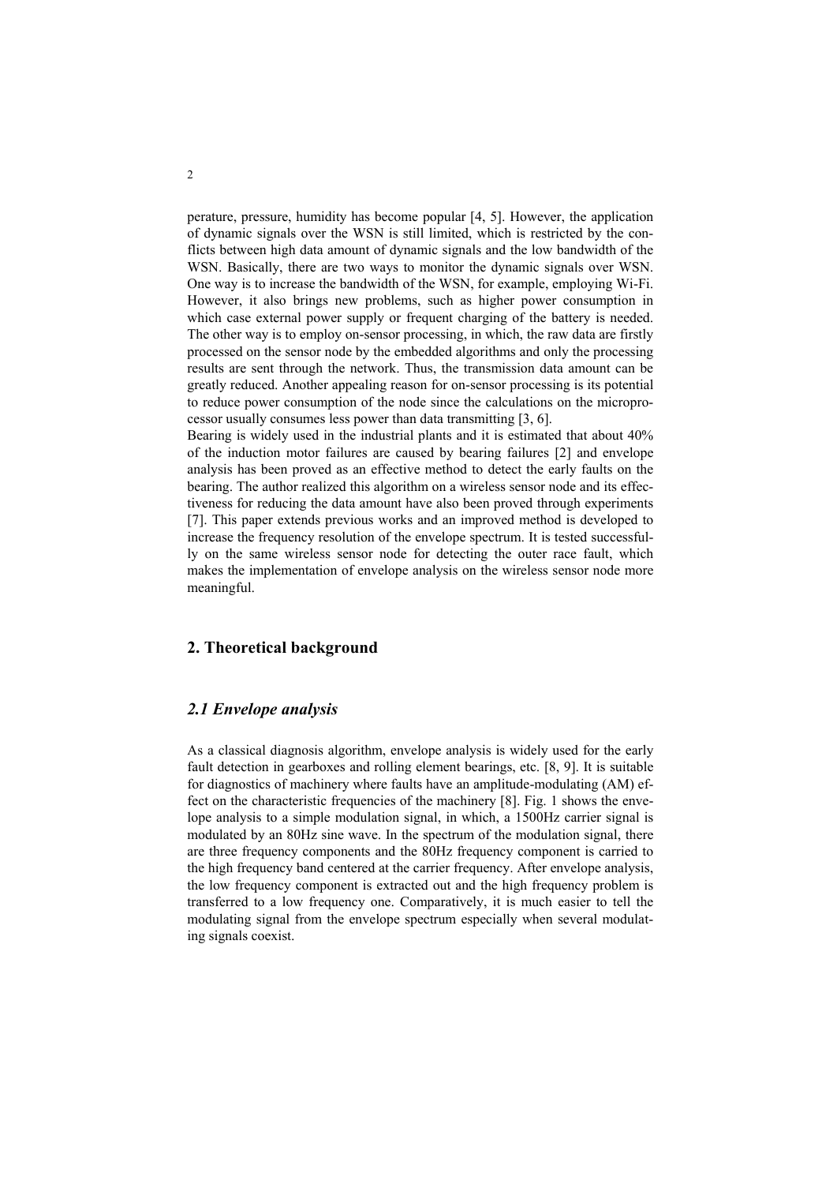perature, pressure, humidity has become popular [4, 5]. However, the application of dynamic signals over the WSN is still limited, which is restricted by the conflicts between high data amount of dynamic signals and the low bandwidth of the WSN. Basically, there are two ways to monitor the dynamic signals over WSN. One way is to increase the bandwidth of the WSN, for example, employing Wi-Fi. However, it also brings new problems, such as higher power consumption in which case external power supply or frequent charging of the battery is needed. The other way is to employ on-sensor processing, in which, the raw data are firstly processed on the sensor node by the embedded algorithms and only the processing results are sent through the network. Thus, the transmission data amount can be greatly reduced. Another appealing reason for on-sensor processing is its potential to reduce power consumption of the node since the calculations on the microprocessor usually consumes less power than data transmitting [3, 6].

Bearing is widely used in the industrial plants and it is estimated that about 40% of the induction motor failures are caused by bearing failures [2] and envelope analysis has been proved as an effective method to detect the early faults on the bearing. The author realized this algorithm on a wireless sensor node and its effectiveness for reducing the data amount have also been proved through experiments [7]. This paper extends previous works and an improved method is developed to increase the frequency resolution of the envelope spectrum. It is tested successfully on the same wireless sensor node for detecting the outer race fault, which makes the implementation of envelope analysis on the wireless sensor node more meaningful.

## 2. Theoretical background

### *2.1 Envelope analysis*

As a classical diagnosis algorithm, envelope analysis is widely used for the early fault detection in gearboxes and rolling element bearings, etc. [8, 9]. It is suitable for diagnostics of machinery where faults have an amplitude-modulating (AM) effect on the characteristic frequencies of the machinery [8]. Fig. 1 shows the envelope analysis to a simple modulation signal, in which, a 1500Hz carrier signal is modulated by an 80Hz sine wave. In the spectrum of the modulation signal, there are three frequency components and the 80Hz frequency component is carried to the high frequency band centered at the carrier frequency. After envelope analysis, the low frequency component is extracted out and the high frequency problem is transferred to a low frequency one. Comparatively, it is much easier to tell the modulating signal from the envelope spectrum especially when several modulating signals coexist.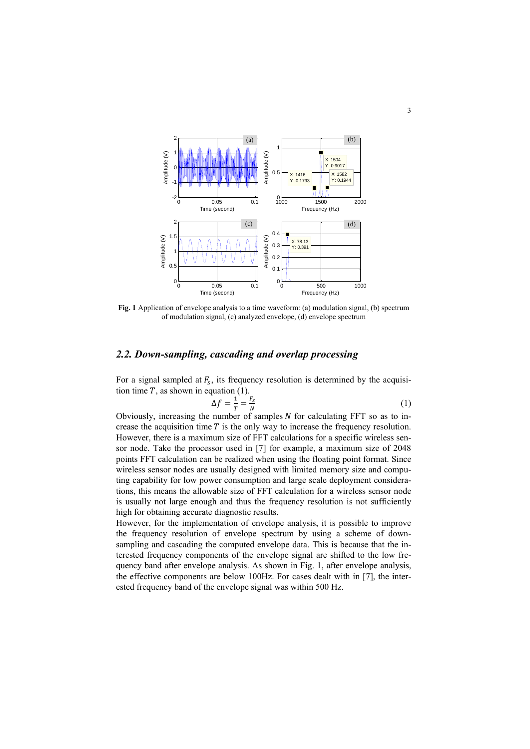(a)
Amplitude (V)
2
1
0
-1
-2
0
0.05
0.1
Time (second)

(b)
Amplitude (V)
1
0.5
0
1000
1500
2000
Frequency (Hz)
X: 1504
Y: 0.9017
X: 1416
Y: 0.1793
X: 1582
Y: 0.1944

(c)
Amplitude (V)
2
1.5
1
0.5
0
0
0.05
0.1
Time (second)

(d)
Amplitude (V)
0.4
0.3
0.2
0.1
0
0
500
1000
Frequency (Hz)
X: 78.13
Y: 0.391

**Fig. 1** Application of envelope analysis to a time waveform: (a) modulation signal, (b) spectrum of modulation signal, (c) analyzed envelope, (d) envelope spectrum

## *2.2. Down-sampling, cascading and overlap processing*

For a signal sampled at $F_s$, its frequency resolution is determined by the acquisition time $T$, as shown in equation (1).

$$\Delta f = \frac{1}{T} = \frac{F_s}{N} \tag{1}$$

Obviously, increasing the number of samples $N$ for calculating FFT so as to increase the acquisition time $T$ is the only way to increase the frequency resolution. However, there is a maximum size of FFT calculations for a specific wireless sensor node. Take the processor used in [7] for example, a maximum size of 2048 points FFT calculation can be realized when using the floating point format. Since wireless sensor nodes are usually designed with limited memory size and computing capability for low power consumption and large scale deployment considerations, this means the allowable size of FFT calculation for a wireless sensor node is usually not large enough and thus the frequency resolution is not sufficiently high for obtaining accurate diagnostic results.

However, for the implementation of envelope analysis, it is possible to improve the frequency resolution of envelope spectrum by using a scheme of down-sampling and cascading the computed envelope data. This is because that the interested frequency components of the envelope signal are shifted to the low frequency band after envelope analysis. As shown in Fig. 1, after envelope analysis, the effective components are below 100Hz. For cases dealt with in [7], the interested frequency band of the envelope signal was within 500 Hz.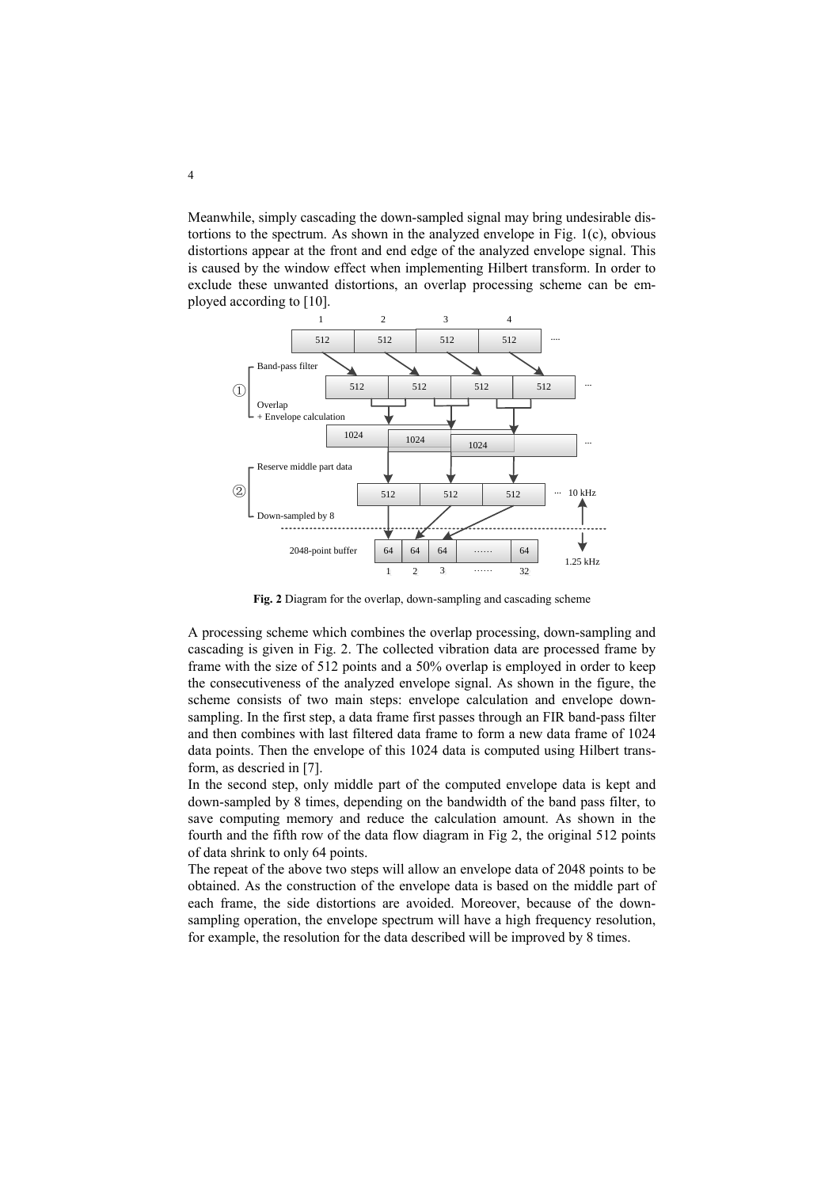Meanwhile, simply cascading the down-sampled signal may bring undesirable distortions to the spectrum. As shown in the analyzed envelope in Fig. 1(c), obvious distortions appear at the front and end edge of the analyzed envelope signal. This is caused by the window effect when implementing Hilbert transform. In order to exclude these unwanted distortions, an overlap processing scheme can be employed according to [10].

1 2 3 4

512 512 512 512 ....

Band-pass filter

①

512 512 512 512 ...

Overlap
+ Envelope calculation

1024 1024 1024 ...

Reserve middle part data

②

512 512 512 ... 10 kHz

Down-sampled by 8

2048-point buffer 64 64 64 ...... 64 1.25 kHz

1 2 3 ...... 32

**Fig. 2** Diagram for the overlap, down-sampling and cascading scheme

A processing scheme which combines the overlap processing, down-sampling and cascading is given in Fig. 2. The collected vibration data are processed frame by frame with the size of 512 points and a 50% overlap is employed in order to keep the consecutiveness of the analyzed envelope signal. As shown in the figure, the scheme consists of two main steps: envelope calculation and envelope down-sampling. In the first step, a data frame first passes through an FIR band-pass filter and then combines with last filtered data frame to form a new data frame of 1024 data points. Then the envelope of this 1024 data is computed using Hilbert transform, as descried in [7].

In the second step, only middle part of the computed envelope data is kept and down-sampled by 8 times, depending on the bandwidth of the band pass filter, to save computing memory and reduce the calculation amount. As shown in the fourth and the fifth row of the data flow diagram in Fig 2, the original 512 points of data shrink to only 64 points.

The repeat of the above two steps will allow an envelope data of 2048 points to be obtained. As the construction of the envelope data is based on the middle part of each frame, the side distortions are avoided. Moreover, because of the down-sampling operation, the envelope spectrum will have a high frequency resolution, for example, the resolution for the data described will be improved by 8 times.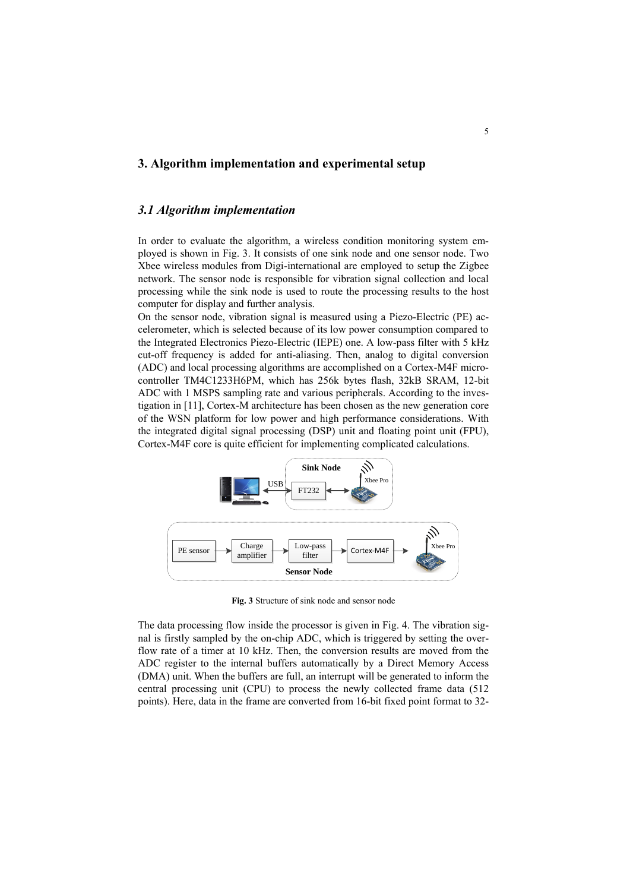## 3. Algorithm implementation and experimental setup

### *3.1 Algorithm implementation*

In order to evaluate the algorithm, a wireless condition monitoring system employed is shown in Fig. 3. It consists of one sink node and one sensor node. Two Xbee wireless modules from Digi-international are employed to setup the Zigbee network. The sensor node is responsible for vibration signal collection and local processing while the sink node is used to route the processing results to the host computer for display and further analysis.

On the sensor node, vibration signal is measured using a Piezo-Electric (PE) accelerometer, which is selected because of its low power consumption compared to the Integrated Electronics Piezo-Electric (IEPE) one. A low-pass filter with 5 kHz cut-off frequency is added for anti-aliasing. Then, analog to digital conversion (ADC) and local processing algorithms are accomplished on a Cortex-M4F microcontroller TM4C1233H6PM, which has 256k bytes flash, 32kB SRAM, 12-bit ADC with 1 MSPS sampling rate and various peripherals. According to the investigation in [11], Cortex-M architecture has been chosen as the new generation core of the WSN platform for low power and high performance considerations. With the integrated digital signal processing (DSP) unit and floating point unit (FPU), Cortex-M4F core is quite efficient for implementing complicated calculations.

Sink Node

USB

FT232

Xbee Pro

PE sensor

Charge amplifier

Low-pass filter

Cortex-M4F

Xbee Pro

Sensor Node

**Fig. 3** Structure of sink node and sensor node

The data processing flow inside the processor is given in Fig. 4. The vibration signal is firstly sampled by the on-chip ADC, which is triggered by setting the overflow rate of a timer at 10 kHz. Then, the conversion results are moved from the ADC register to the internal buffers automatically by a Direct Memory Access (DMA) unit. When the buffers are full, an interrupt will be generated to inform the central processing unit (CPU) to process the newly collected frame data (512 points). Here, data in the frame are converted from 16-bit fixed point format to 32-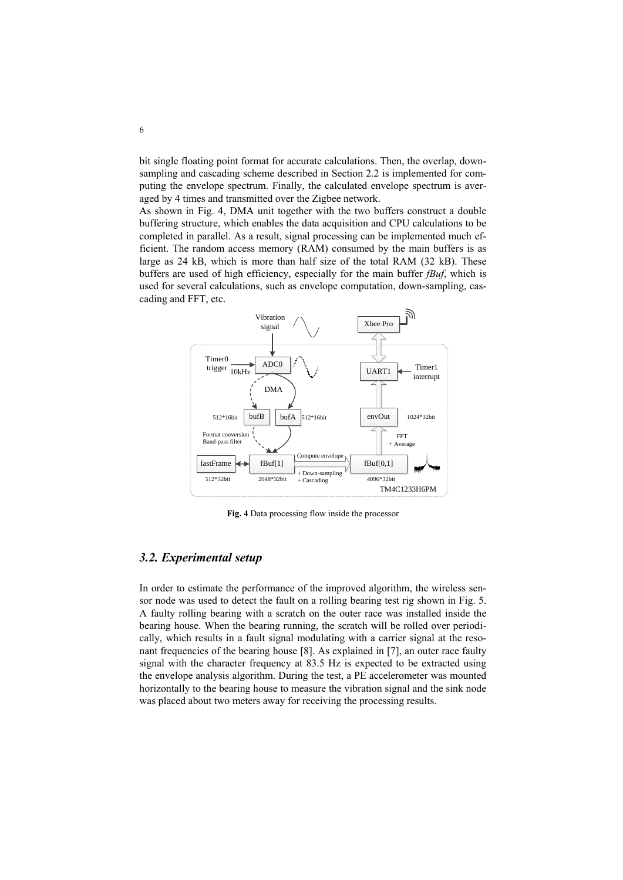bit single floating point format for accurate calculations. Then, the overlap, down-sampling and cascading scheme described in Section 2.2 is implemented for computing the envelope spectrum. Finally, the calculated envelope spectrum is averaged by 4 times and transmitted over the Zigbee network.

As shown in Fig. 4, DMA unit together with the two buffers construct a double buffering structure, which enables the data acquisition and CPU calculations to be completed in parallel. As a result, signal processing can be implemented much efficient. The random access memory (RAM) consumed by the main buffers is as large as 24 kB, which is more than half size of the total RAM (32 kB). These buffers are used of high efficiency, especially for the main buffer *fBuf*, which is used for several calculations, such as envelope computation, down-sampling, cascading and FFT, etc.

Vibration signal
Xbee Pro
Timer0 trigger
10kHz
ADC0
UART1
Timer1 interrupt
DMA
512*16bit
bufB
bufA
512*16bit
envOut
1024*32bit
Format conversion
Band-pass filter
FFT
+ Average
Compute envelope
lastFrame
fBuf[1]
fBuf[0,1]
+ Down-sampling
+ Cascading
512*32bit
2048*32bit
4096*32bit
TM4C1233H6PM

**Fig. 4** Data processing flow inside the processor

### *3.2. Experimental setup*

In order to estimate the performance of the improved algorithm, the wireless sensor node was used to detect the fault on a rolling bearing test rig shown in Fig. 5. A faulty rolling bearing with a scratch on the outer race was installed inside the bearing house. When the bearing running, the scratch will be rolled over periodically, which results in a fault signal modulating with a carrier signal at the resonant frequencies of the bearing house [8]. As explained in [7], an outer race faulty signal with the character frequency at 83.5 Hz is expected to be extracted using the envelope analysis algorithm. During the test, a PE accelerometer was mounted horizontally to the bearing house to measure the vibration signal and the sink node was placed about two meters away for receiving the processing results.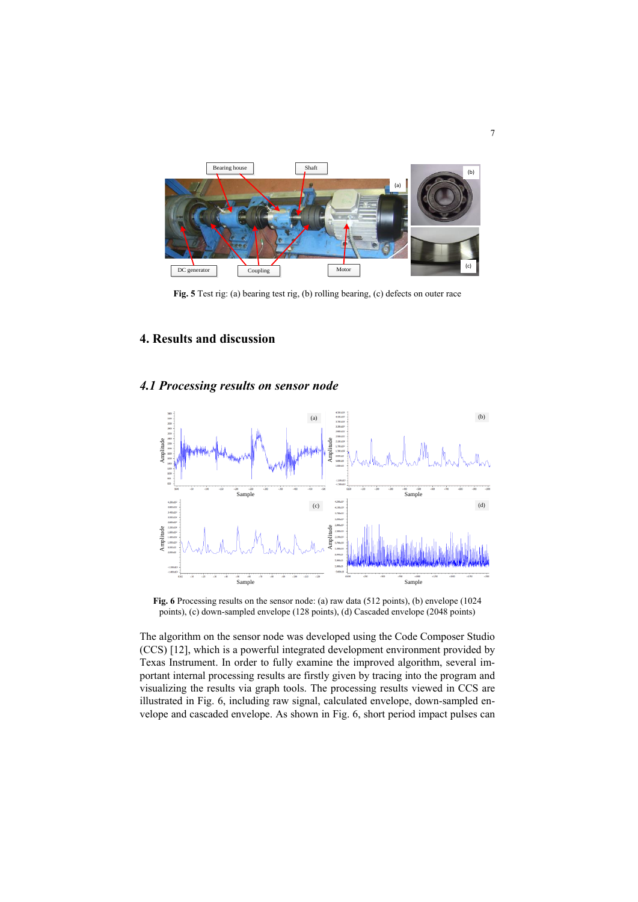Bearing house

Shaft

(a)

(b)

DC generator

Coupling

Motor

(c)

**Fig. 5** Test rig: (a) bearing test rig, (b) rolling bearing, (c) defects on outer race

## 4. Results and discussion

### *4.1 Processing results on sensor node*

(a)

Amplitude

Sample

(b)

Amplitude

Sample

(c)

Amplitude

Sample

(d)

Amplitude

Sample

**Fig. 6** Processing results on the sensor node: (a) raw data (512 points), (b) envelope (1024 points), (c) down-sampled envelope (128 points), (d) Cascaded envelope (2048 points)

The algorithm on the sensor node was developed using the Code Composer Studio (CCS) [12], which is a powerful integrated development environment provided by Texas Instrument. In order to fully examine the improved algorithm, several important internal processing results are firstly given by tracing into the program and visualizing the results via graph tools. The processing results viewed in CCS are illustrated in Fig. 6, including raw signal, calculated envelope, down-sampled envelope and cascaded envelope. As shown in Fig. 6, short period impact pulses can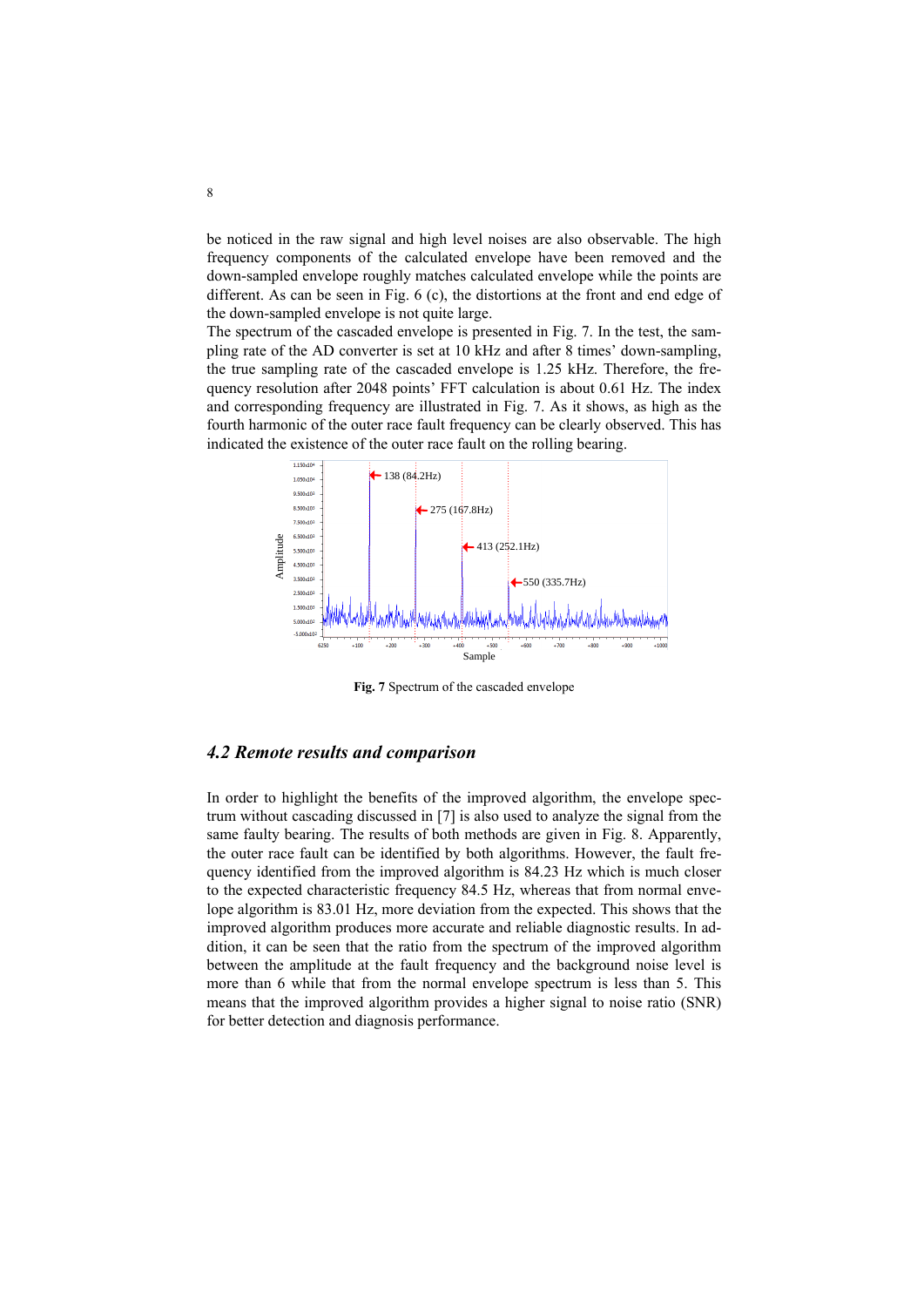be noticed in the raw signal and high level noises are also observable. The high frequency components of the calculated envelope have been removed and the down-sampled envelope roughly matches calculated envelope while the points are different. As can be seen in Fig. 6 (c), the distortions at the front and end edge of the down-sampled envelope is not quite large.

The spectrum of the cascaded envelope is presented in Fig. 7. In the test, the sampling rate of the AD converter is set at 10 kHz and after 8 times' down-sampling, the true sampling rate of the cascaded envelope is 1.25 kHz. Therefore, the frequency resolution after 2048 points' FFT calculation is about 0.61 Hz. The index and corresponding frequency are illustrated in Fig. 7. As it shows, as high as the fourth harmonic of the outer race fault frequency can be clearly observed. This has indicated the existence of the outer race fault on the rolling bearing.

138 (84.2Hz)
275 (167.8Hz)
413 (252.1Hz)
550 (335.7Hz)
Amplitude
Sample

**Fig. 7** Spectrum of the cascaded envelope

## *4.2 Remote results and comparison*

In order to highlight the benefits of the improved algorithm, the envelope spectrum without cascading discussed in [7] is also used to analyze the signal from the same faulty bearing. The results of both methods are given in Fig. 8. Apparently, the outer race fault can be identified by both algorithms. However, the fault frequency identified from the improved algorithm is 84.23 Hz which is much closer to the expected characteristic frequency 84.5 Hz, whereas that from normal envelope algorithm is 83.01 Hz, more deviation from the expected. This shows that the improved algorithm produces more accurate and reliable diagnostic results. In addition, it can be seen that the ratio from the spectrum of the improved algorithm between the amplitude at the fault frequency and the background noise level is more than 6 while that from the normal envelope spectrum is less than 5. This means that the improved algorithm provides a higher signal to noise ratio (SNR) for better detection and diagnosis performance.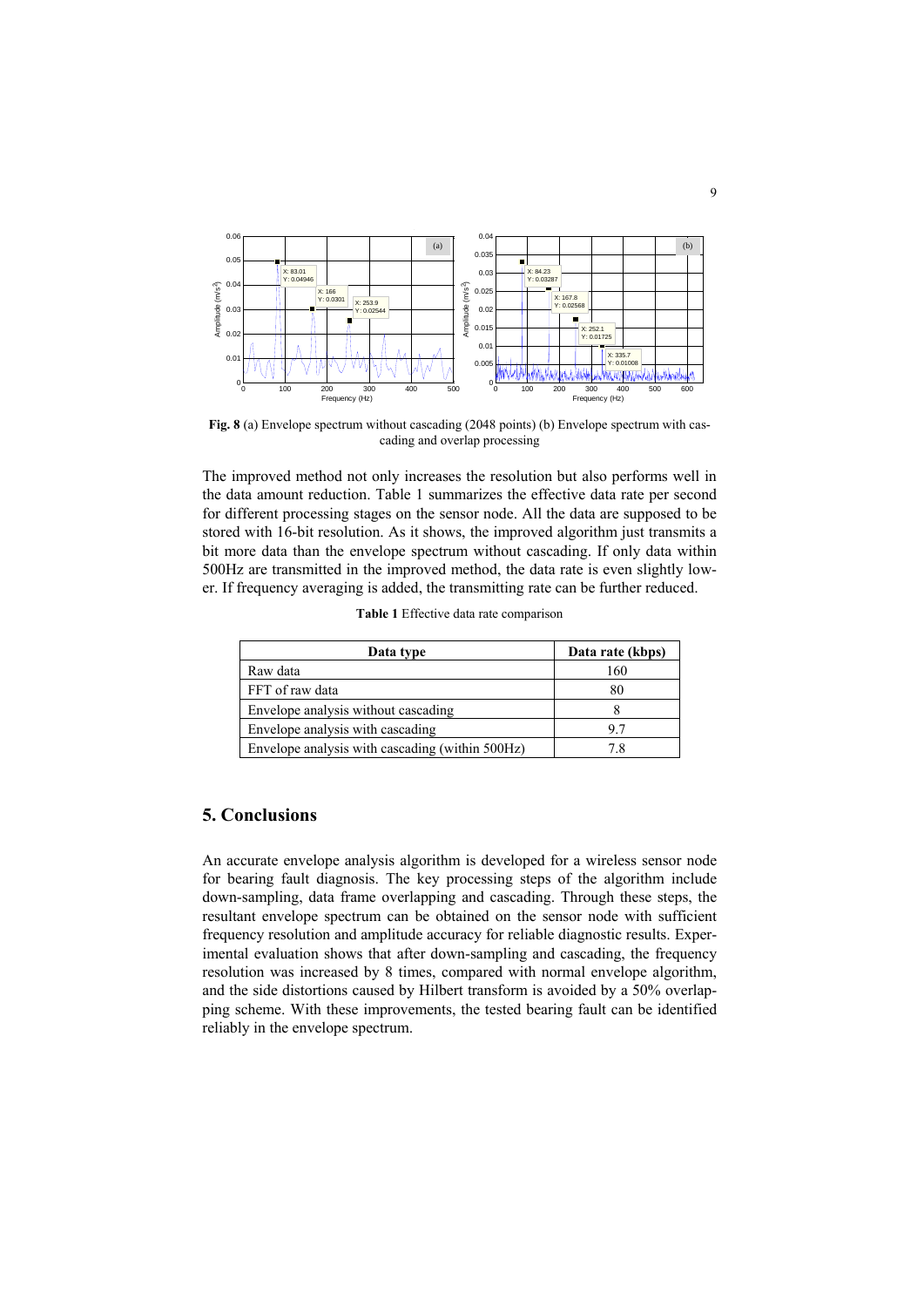0.06
0.05
0.04
0.03
0.02
0.01
0
Amplitude (m/s$^2$)
(a)
X: 83.01
Y: 0.04946
X: 166
Y: 0.0301
X: 253.9
Y: 0.02544
0 100 200 300 400 500
Frequency (Hz)

0.04
0.035
0.03
0.025
0.02
0.015
0.01
0.005
0
Amplitude (m/s$^2$)
(b)
X: 84.23
Y: 0.03287
X: 167.8
Y: 0.02568
X: 252.1
Y: 0.01725
X: 335.7
Y: 0.01008
0 100 200 300 400 500 600
Frequency (Hz)

**Fig. 8** (a) Envelope spectrum without cascading (2048 points) (b) Envelope spectrum with cascading and overlap processing

The improved method not only increases the resolution but also performs well in the data amount reduction. Table 1 summarizes the effective data rate per second for different processing stages on the sensor node. All the data are supposed to be stored with 16-bit resolution. As it shows, the improved algorithm just transmits a bit more data than the envelope spectrum without cascading. If only data within 500Hz are transmitted in the improved method, the data rate is even slightly lower. If frequency averaging is added, the transmitting rate can be further reduced.

**Table 1** Effective data rate comparison

| Data type | Data rate (kbps) |
|---|---|
| Raw data | 160 |
| FFT of raw data | 80 |
| Envelope analysis without cascading | 8 |
| Envelope analysis with cascading | 9.7 |
| Envelope analysis with cascading (within 500Hz) | 7.8 |

## 5. Conclusions

An accurate envelope analysis algorithm is developed for a wireless sensor node for bearing fault diagnosis. The key processing steps of the algorithm include down-sampling, data frame overlapping and cascading. Through these steps, the resultant envelope spectrum can be obtained on the sensor node with sufficient frequency resolution and amplitude accuracy for reliable diagnostic results. Experimental evaluation shows that after down-sampling and cascading, the frequency resolution was increased by 8 times, compared with normal envelope algorithm, and the side distortions caused by Hilbert transform is avoided by a 50% overlapping scheme. With these improvements, the tested bearing fault can be identified reliably in the envelope spectrum.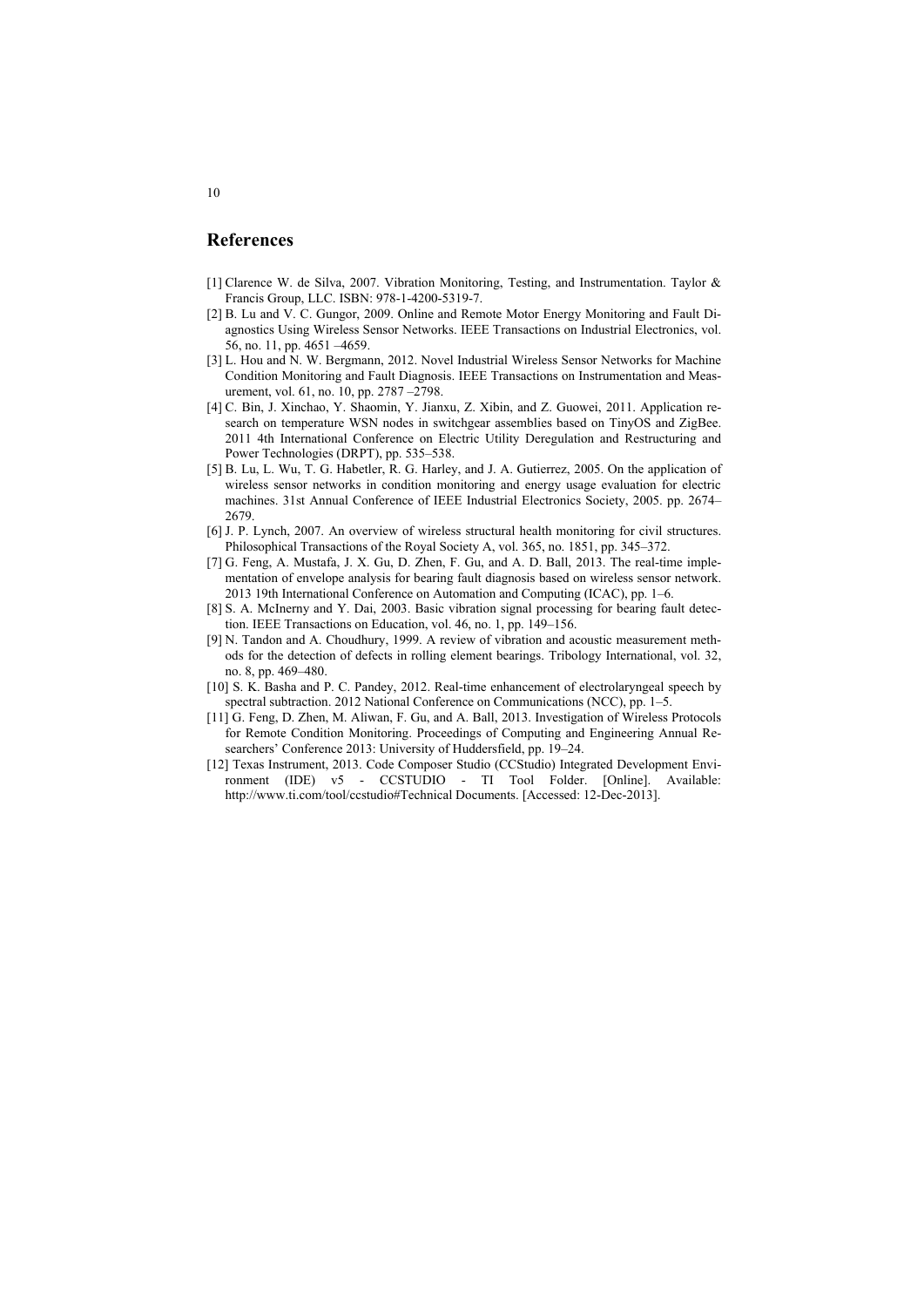## References

[1] Clarence W. de Silva, 2007. Vibration Monitoring, Testing, and Instrumentation. Taylor & Francis Group, LLC. ISBN: 978-1-4200-5319-7.

[2] B. Lu and V. C. Gungor, 2009. Online and Remote Motor Energy Monitoring and Fault Diagnostics Using Wireless Sensor Networks. IEEE Transactions on Industrial Electronics, vol. 56, no. 11, pp. 4651 –4659.

[3] L. Hou and N. W. Bergmann, 2012. Novel Industrial Wireless Sensor Networks for Machine Condition Monitoring and Fault Diagnosis. IEEE Transactions on Instrumentation and Measurement, vol. 61, no. 10, pp. 2787 –2798.

[4] C. Bin, J. Xinchao, Y. Shaomin, Y. Jianxu, Z. Xibin, and Z. Guowei, 2011. Application research on temperature WSN nodes in switchgear assemblies based on TinyOS and ZigBee. 2011 4th International Conference on Electric Utility Deregulation and Restructuring and Power Technologies (DRPT), pp. 535–538.

[5] B. Lu, L. Wu, T. G. Habetler, R. G. Harley, and J. A. Gutierrez, 2005. On the application of wireless sensor networks in condition monitoring and energy usage evaluation for electric machines. 31st Annual Conference of IEEE Industrial Electronics Society, 2005. pp. 2674–2679.

[6] J. P. Lynch, 2007. An overview of wireless structural health monitoring for civil structures. Philosophical Transactions of the Royal Society A, vol. 365, no. 1851, pp. 345–372.

[7] G. Feng, A. Mustafa, J. X. Gu, D. Zhen, F. Gu, and A. D. Ball, 2013. The real-time implementation of envelope analysis for bearing fault diagnosis based on wireless sensor network. 2013 19th International Conference on Automation and Computing (ICAC), pp. 1–6.

[8] S. A. McInerny and Y. Dai, 2003. Basic vibration signal processing for bearing fault detection. IEEE Transactions on Education, vol. 46, no. 1, pp. 149–156.

[9] N. Tandon and A. Choudhury, 1999. A review of vibration and acoustic measurement methods for the detection of defects in rolling element bearings. Tribology International, vol. 32, no. 8, pp. 469–480.

[10] S. K. Basha and P. C. Pandey, 2012. Real-time enhancement of electrolaryngeal speech by spectral subtraction. 2012 National Conference on Communications (NCC), pp. 1–5.

[11] G. Feng, D. Zhen, M. Aliwan, F. Gu, and A. Ball, 2013. Investigation of Wireless Protocols for Remote Condition Monitoring. Proceedings of Computing and Engineering Annual Researchers' Conference 2013: University of Huddersfield, pp. 19–24.

[12] Texas Instrument, 2013. Code Composer Studio (CCStudio) Integrated Development Environment (IDE) v5 - CCSTUDIO - TI Tool Folder. [Online]. Available: http://www.ti.com/tool/ccstudio#Technical Documents. [Accessed: 12-Dec-2013].